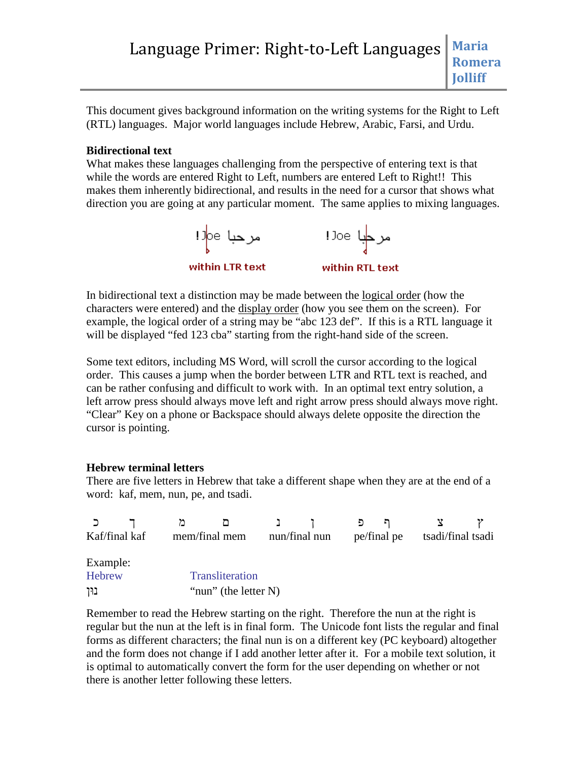# Language Primer: Right-to-Left Languages

**Maria Romera Jolliff**

This document gives background information on the writing systems for the Right to Left (RTL) languages. Major world languages include Hebrew, Arabic, Farsi, and Urdu.

**Bidirectional text**

What makes these languages challenging from the perspective of entering text is that while the words are entered Right to Left, numbers are entered Left to Right!! This makes them inherently bidirectional, and results in the need for a cursor that shows what direction you are going at any particular moment. The same applies to mixing languages.

مرحبا Joe!　　　　مرحبا Joe!

within LTR text　　　　within RTL text

In bidirectional text a distinction may be made between the logical order (how the characters were entered) and the display order (how you see them on the screen). For example, the logical order of a string may be "abc 123 def". If this is a RTL language it will be displayed "fed 123 cba" starting from the right-hand side of the screen.

Some text editors, including MS Word, will scroll the cursor according to the logical order. This causes a jump when the border between LTR and RTL text is reached, and can be rather confusing and difficult to work with. In an optimal text entry solution, a left arrow press should always move left and right arrow press should always move right. "Clear" Key on a phone or Backspace should always delete opposite the direction the cursor is pointing.

**Hebrew terminal letters**

There are five letters in Hebrew that take a different shape when they are at the end of a word: kaf, mem, nun, pe, and tsadi.

| כ ך | מ ם | נ ן | פ ף | צ ץ |
|---|---|---|---|---|
| Kaf/final kaf | mem/final mem | nun/final nun | pe/final pe | tsadi/final tsadi |

Example:

| Hebrew | Transliteration |
|---|---|
| נוּן | "nun" (the letter N) |

Remember to read the Hebrew starting on the right. Therefore the nun at the right is regular but the nun at the left is in final form. The Unicode font lists the regular and final forms as different characters; the final nun is on a different key (PC keyboard) altogether and the form does not change if I add another letter after it. For a mobile text solution, it is optimal to automatically convert the form for the user depending on whether or not there is another letter following these letters.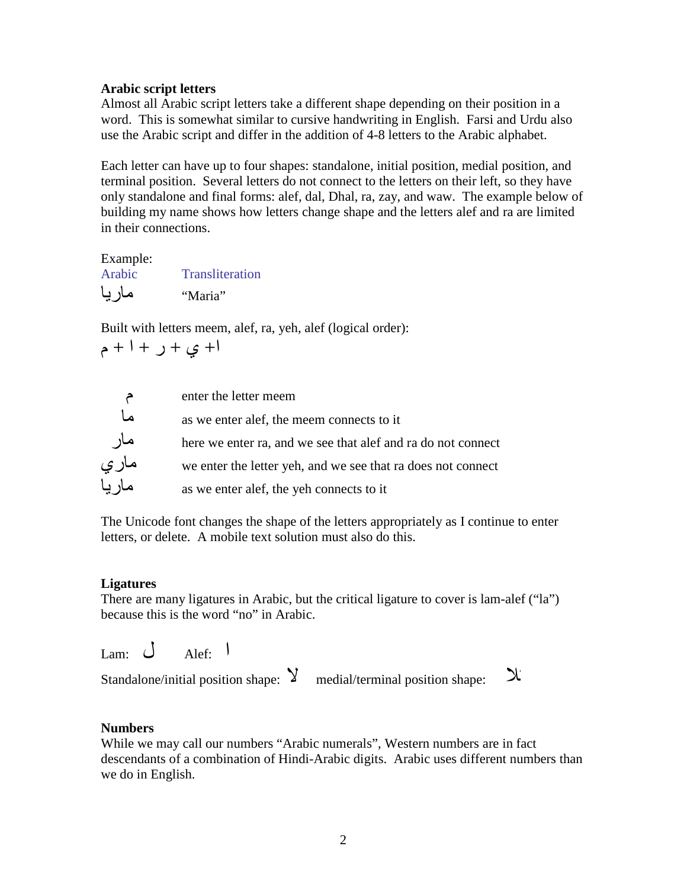**Arabic script letters**

Almost all Arabic script letters take a different shape depending on their position in a word. This is somewhat similar to cursive handwriting in English. Farsi and Urdu also use the Arabic script and differ in the addition of 4-8 letters to the Arabic alphabet.

Each letter can have up to four shapes: standalone, initial position, medial position, and terminal position. Several letters do not connect to the letters on their left, so they have only standalone and final forms: alef, dal, Dhal, ra, zay, and waw. The example below of building my name shows how letters change shape and the letters alef and ra are limited in their connections.

Example:

| Arabic | Transliteration |
| --- | --- |
| ماريا | "Maria" |

Built with letters meem, alef, ra, yeh, alef (logical order):

ا+ ي + ر + ا + م

| | |
| --- | --- |
| م | enter the letter meem |
| ما | as we enter alef, the meem connects to it |
| مار | here we enter ra, and we see that alef and ra do not connect |
| ماري | we enter the letter yeh, and we see that ra does not connect |
| ماريا | as we enter alef, the yeh connects to it |

The Unicode font changes the shape of the letters appropriately as I continue to enter letters, or delete. A mobile text solution must also do this.

**Ligatures**

There are many ligatures in Arabic, but the critical ligature to cover is lam-alef ("la") because this is the word "no" in Arabic.

Lam: ل Alef: ا

Standalone/initial position shape: ﻻ medial/terminal position shape: ﻼ

**Numbers**

While we may call our numbers "Arabic numerals", Western numbers are in fact descendants of a combination of Hindi-Arabic digits. Arabic uses different numbers than we do in English.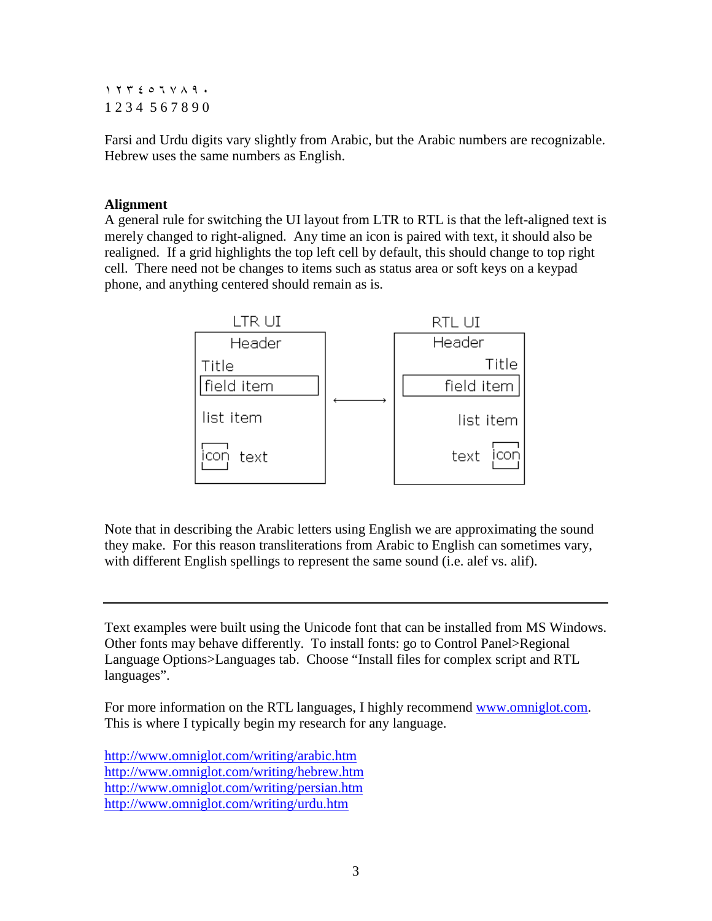١ ٢ ٣ ٤ ٥ ٦ ٧ ٨ ٩ ٠
1 2 3 4 5 6 7 8 9 0

Farsi and Urdu digits vary slightly from Arabic, but the Arabic numbers are recognizable. Hebrew uses the same numbers as English.

**Alignment**

A general rule for switching the UI layout from LTR to RTL is that the left-aligned text is merely changed to right-aligned. Any time an icon is paired with text, it should also be realigned. If a grid highlights the top left cell by default, this should change to top right cell. There need not be changes to items such as status area or soft keys on a keypad phone, and anything centered should remain as is.

LTR UI
Header
Title
field item
list item
icon text

RTL UI
Header
Title
field item
list item
text icon

Note that in describing the Arabic letters using English we are approximating the sound they make. For this reason transliterations from Arabic to English can sometimes vary, with different English spellings to represent the same sound (i.e. alef vs. alif).

---

Text examples were built using the Unicode font that can be installed from MS Windows. Other fonts may behave differently. To install fonts: go to Control Panel>Regional Language Options>Languages tab. Choose "Install files for complex script and RTL languages".

For more information on the RTL languages, I highly recommend [www.omniglot.com](http://www.omniglot.com). This is where I typically begin my research for any language.

http://www.omniglot.com/writing/arabic.htm
http://www.omniglot.com/writing/hebrew.htm
http://www.omniglot.com/writing/persian.htm
http://www.omniglot.com/writing/urdu.htm